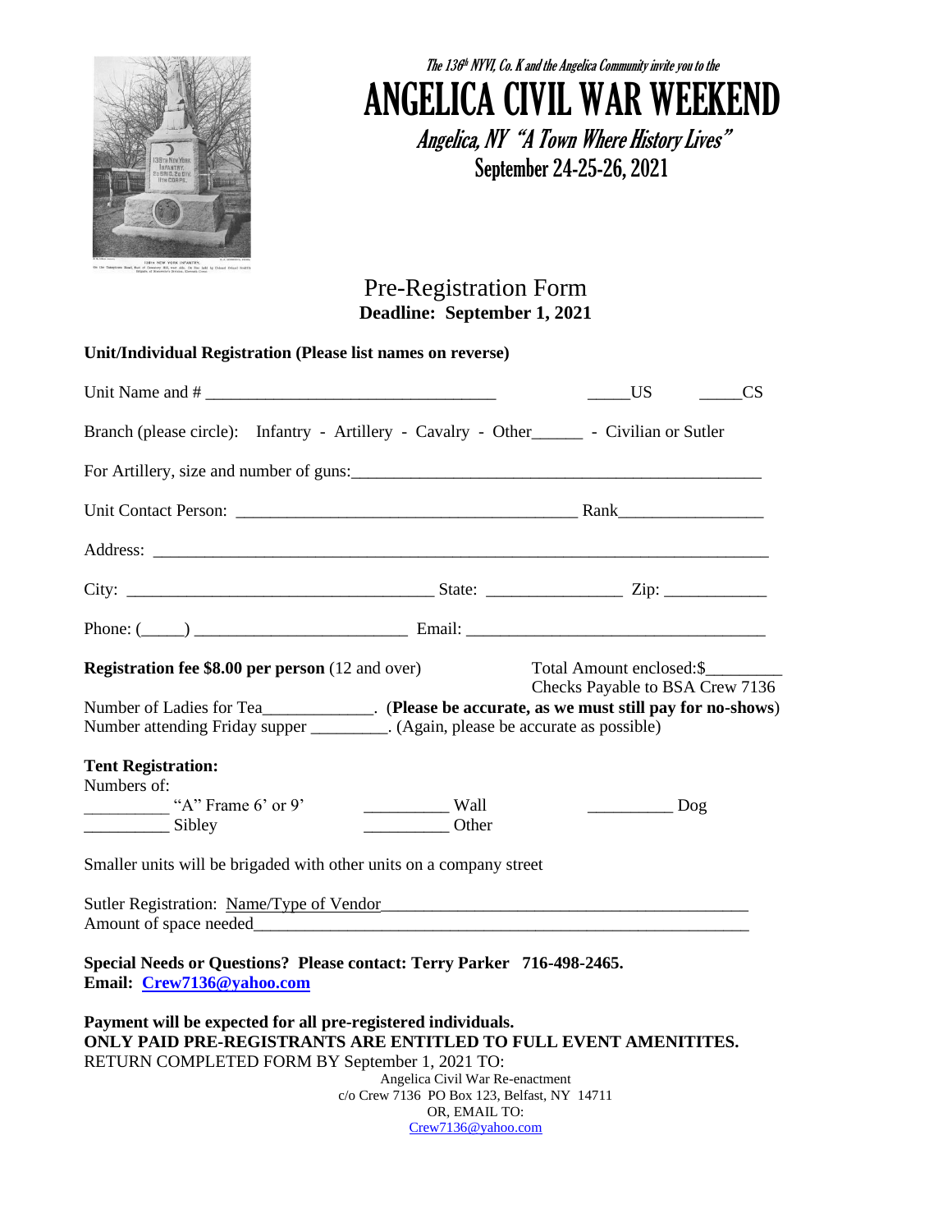*The 136th NYVI, Co. K and the Angelica Community invite you to the*

# ANGELICA CIVIL WAR WEEKEND

*Angelica, NY "A Town Where History Lives"*

September 24-25-26, 2021

## Pre-Registration Form

**Deadline: September 1, 2021**

**Unit/Individual Registration (Please list names on reverse)**

Unit Name and # ________________________________ _____US _____CS

Branch (please circle): Infantry - Artillery - Cavalry - Other______ - Civilian or Sutler

For Artillery, size and number of guns:_______________________________________________

Unit Contact Person: ______________________________________ Rank________________

Address: _____________________________________________________________________

City: __________________________________ State: _______________ Zip: ____________

Phone: (_____) ________________________ Email: __________________________________

**Registration fee $8.00 per person** (12 and over) Total Amount enclosed:$_________
Checks Payable to BSA Crew 7136

Number of Ladies for Tea_____________. (**Please be accurate, as we must still pay for no-shows**)
Number attending Friday supper _________. (Again, please be accurate as possible)

**Tent Registration:**
Numbers of:
__________ "A" Frame 6' or 9' __________ Wall __________ Dog
__________ Sibley __________ Other

Smaller units will be brigaded with other units on a company street

Sutler Registration: Name/Type of Vendor____________________________________________
Amount of space needed_________________________________________________________

**Special Needs or Questions? Please contact: Terry Parker 716-498-2465.**
**Email: Crew7136@yahoo.com**

**Payment will be expected for all pre-registered individuals.**
**ONLY PAID PRE-REGISTRANTS ARE ENTITLED TO FULL EVENT AMENITITES.**
RETURN COMPLETED FORM BY September 1, 2021 TO:

Angelica Civil War Re-enactment
c/o Crew 7136 PO Box 123, Belfast, NY 14711
OR, EMAIL TO:
Crew7136@yahoo.com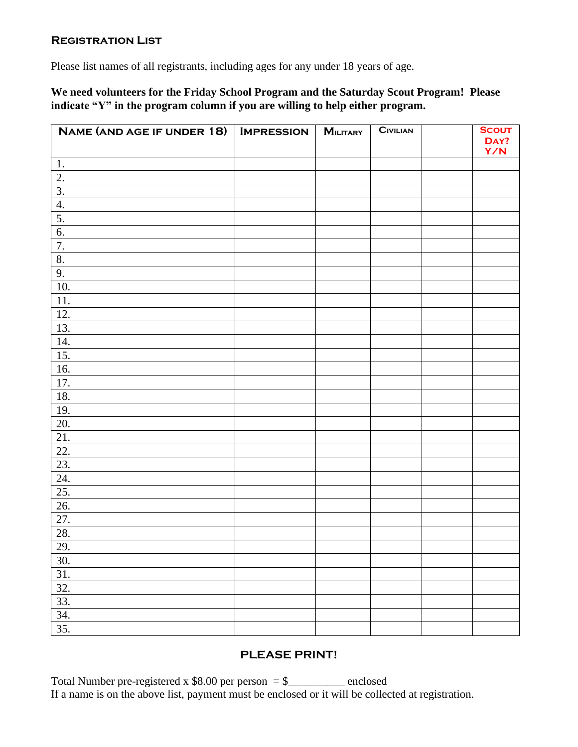### Registration List

Please list names of all registrants, including ages for any under 18 years of age.

**We need volunteers for the Friday School Program and the Saturday Scout Program! Please indicate "Y" in the program column if you are willing to help either program.**

| Name (and age if under 18) | Impression | Military | Civilian | | Scout Day? Y/N |
|---|---|---|---|---|---|
| 1. | | | | | |
| 2. | | | | | |
| 3. | | | | | |
| 4. | | | | | |
| 5. | | | | | |
| 6. | | | | | |
| 7. | | | | | |
| 8. | | | | | |
| 9. | | | | | |
| 10. | | | | | |
| 11. | | | | | |
| 12. | | | | | |
| 13. | | | | | |
| 14. | | | | | |
| 15. | | | | | |
| 16. | | | | | |
| 17. | | | | | |
| 18. | | | | | |
| 19. | | | | | |
| 20. | | | | | |
| 21. | | | | | |
| 22. | | | | | |
| 23. | | | | | |
| 24. | | | | | |
| 25. | | | | | |
| 26. | | | | | |
| 27. | | | | | |
| 28. | | | | | |
| 29. | | | | | |
| 30. | | | | | |
| 31. | | | | | |
| 32. | | | | | |
| 33. | | | | | |
| 34. | | | | | |
| 35. | | | | | |

**PLEASE PRINT!**

Total Number pre-registered x $8.00 per person = $__________ enclosed
If a name is on the above list, payment must be enclosed or it will be collected at registration.